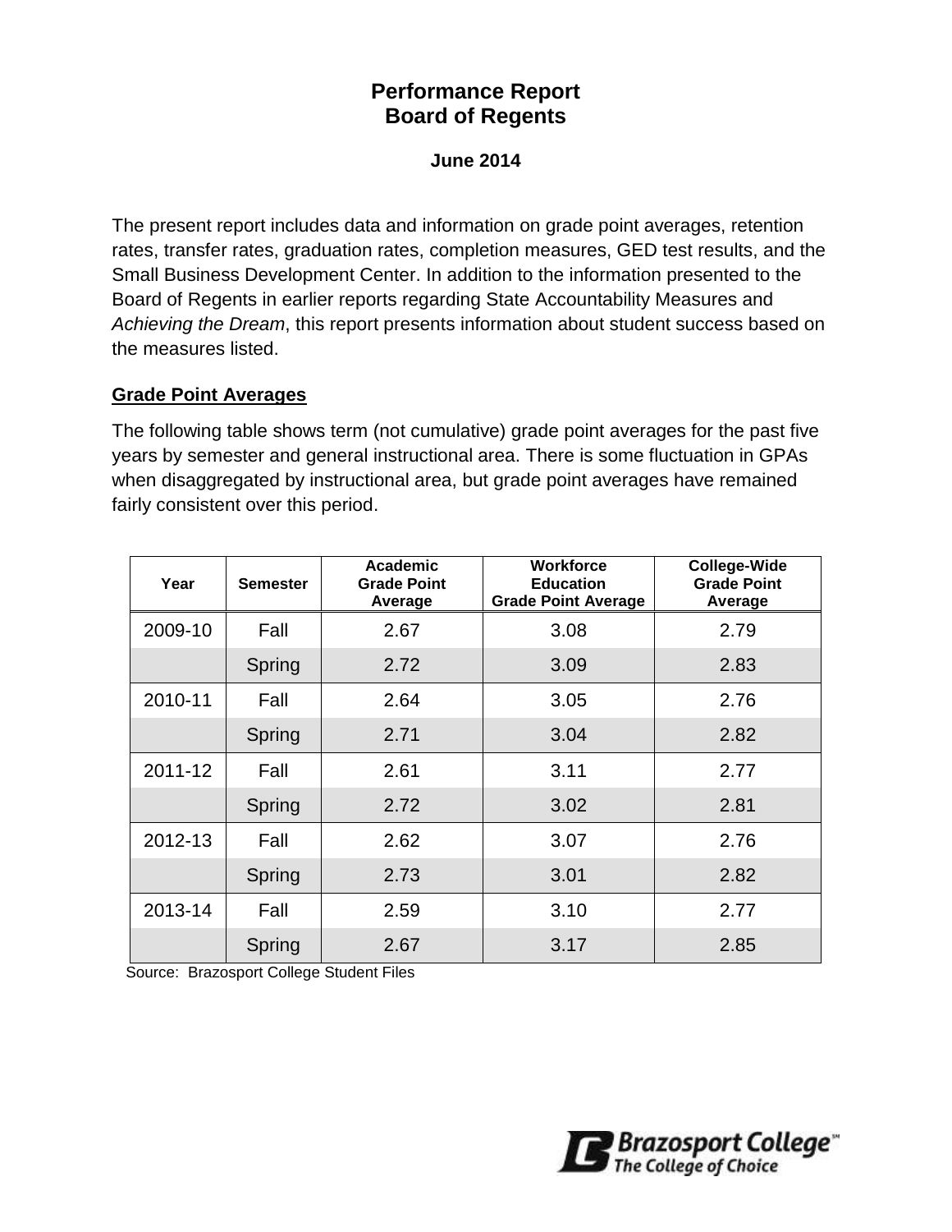# Performance Report
# Board of Regents

**June 2014**

The present report includes data and information on grade point averages, retention rates, transfer rates, graduation rates, completion measures, GED test results, and the Small Business Development Center. In addition to the information presented to the Board of Regents in earlier reports regarding State Accountability Measures and *Achieving the Dream*, this report presents information about student success based on the measures listed.

## Grade Point Averages

The following table shows term (not cumulative) grade point averages for the past five years by semester and general instructional area. There is some fluctuation in GPAs when disaggregated by instructional area, but grade point averages have remained fairly consistent over this period.

| Year | Semester | Academic Grade Point Average | Workforce Education Grade Point Average | College-Wide Grade Point Average |
|---|---|---|---|---|
| 2009-10 | Fall | 2.67 | 3.08 | 2.79 |
| | Spring | 2.72 | 3.09 | 2.83 |
| 2010-11 | Fall | 2.64 | 3.05 | 2.76 |
| | Spring | 2.71 | 3.04 | 2.82 |
| 2011-12 | Fall | 2.61 | 3.11 | 2.77 |
| | Spring | 2.72 | 3.02 | 2.81 |
| 2012-13 | Fall | 2.62 | 3.07 | 2.76 |
| | Spring | 2.73 | 3.01 | 2.82 |
| 2013-14 | Fall | 2.59 | 3.10 | 2.77 |
| | Spring | 2.67 | 3.17 | 2.85 |

Source: Brazosport College Student Files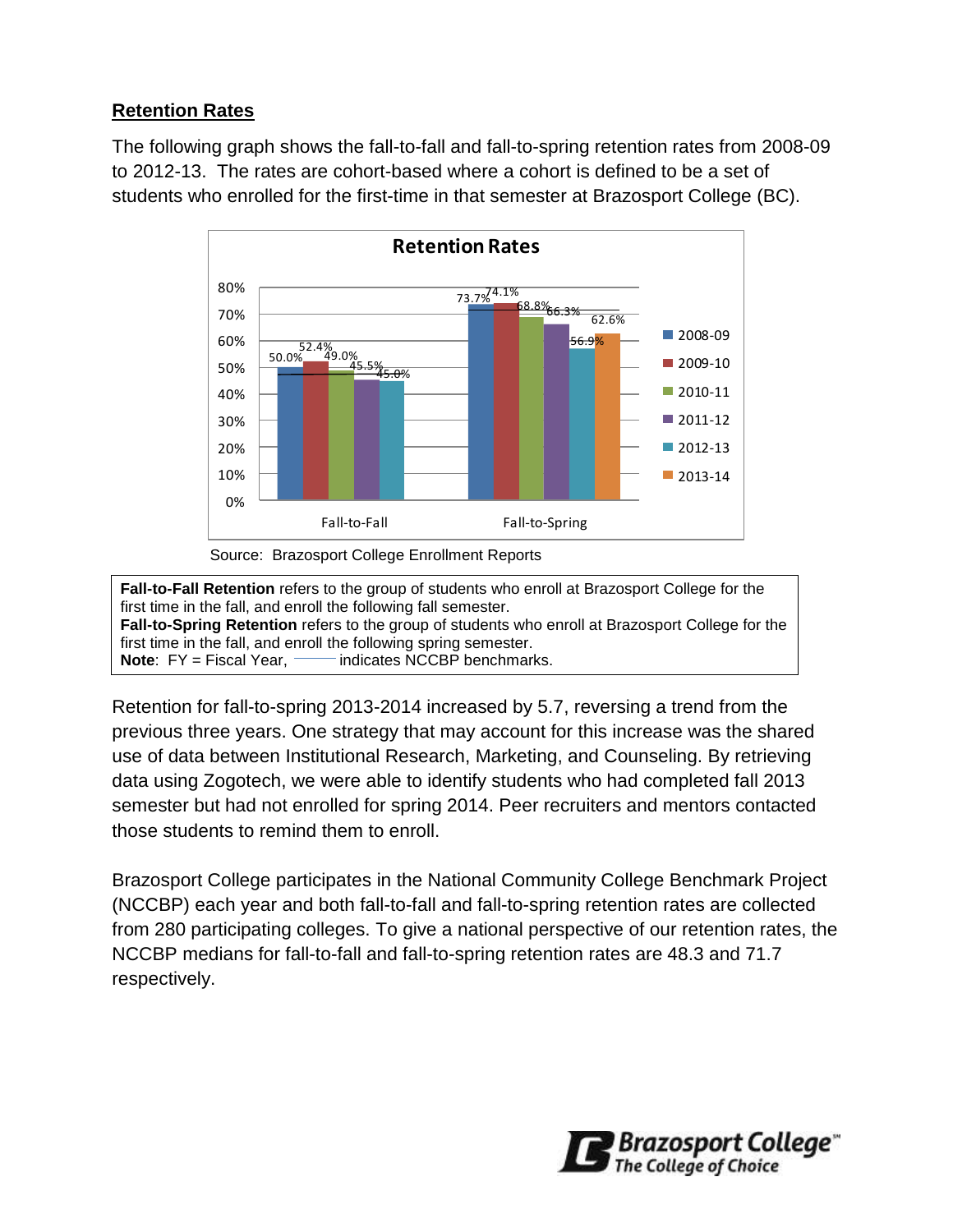## Retention Rates

The following graph shows the fall-to-fall and fall-to-spring retention rates from 2008-09 to 2012-13. The rates are cohort-based where a cohort is defined to be a set of students who enrolled for the first-time in that semester at Brazosport College (BC).

**Retention Rates**

| | 2008-09 | 2009-10 | 2010-11 | 2011-12 | 2012-13 | 2013-14 |
|---|---|---|---|---|---|---|
| Fall-to-Fall | 50.0% | 52.4% | 49.0% | 45.5% | 45.0% | |
| Fall-to-Spring | 73.7% | 74.1% | 68.8% | 66.3% | 56.9% | 62.6% |

Source: Brazosport College Enrollment Reports

**Fall-to-Fall Retention** refers to the group of students who enroll at Brazosport College for the first time in the fall, and enroll the following fall semester.
**Fall-to-Spring Retention** refers to the group of students who enroll at Brazosport College for the first time in the fall, and enroll the following spring semester.
**Note**: FY = Fiscal Year, ——— indicates NCCBP benchmarks.

Retention for fall-to-spring 2013-2014 increased by 5.7, reversing a trend from the previous three years. One strategy that may account for this increase was the shared use of data between Institutional Research, Marketing, and Counseling. By retrieving data using Zogotech, we were able to identify students who had completed fall 2013 semester but had not enrolled for spring 2014. Peer recruiters and mentors contacted those students to remind them to enroll.

Brazosport College participates in the National Community College Benchmark Project (NCCBP) each year and both fall-to-fall and fall-to-spring retention rates are collected from 280 participating colleges. To give a national perspective of our retention rates, the NCCBP medians for fall-to-fall and fall-to-spring retention rates are 48.3 and 71.7 respectively.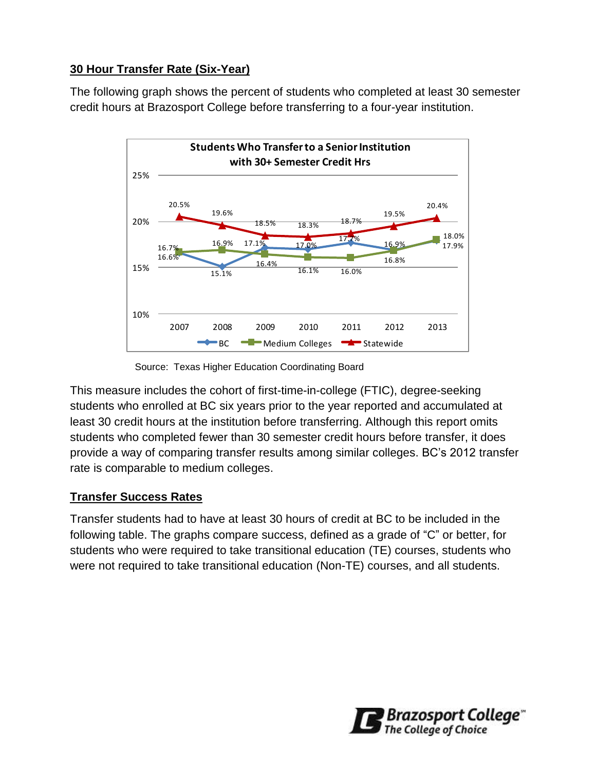## 30 Hour Transfer Rate (Six-Year)

The following graph shows the percent of students who completed at least 30 semester credit hours at Brazosport College before transferring to a four-year institution.

**Students Who Transfer to a Senior Institution with 30+ Semester Credit Hrs**

| | 2007 | 2008 | 2009 | 2010 | 2011 | 2012 | 2013 |
|---|---|---|---|---|---|---|---|
| BC | 16.6% | 15.1% | 17.1% | 17.0% | 17.7% | 16.9% | 17.9% |
| Medium Colleges | 16.7% | 16.9% | 16.4% | 16.1% | 16.0% | 16.8% | 18.0% |
| Statewide | 20.5% | 19.6% | 18.5% | 18.3% | 18.7% | 19.5% | 20.4% |

Source: Texas Higher Education Coordinating Board

This measure includes the cohort of first-time-in-college (FTIC), degree-seeking students who enrolled at BC six years prior to the year reported and accumulated at least 30 credit hours at the institution before transferring. Although this report omits students who completed fewer than 30 semester credit hours before transfer, it does provide a way of comparing transfer results among similar colleges. BC's 2012 transfer rate is comparable to medium colleges.

## Transfer Success Rates

Transfer students had to have at least 30 hours of credit at BC to be included in the following table. The graphs compare success, defined as a grade of "C" or better, for students who were required to take transitional education (TE) courses, students who were not required to take transitional education (Non-TE) courses, and all students.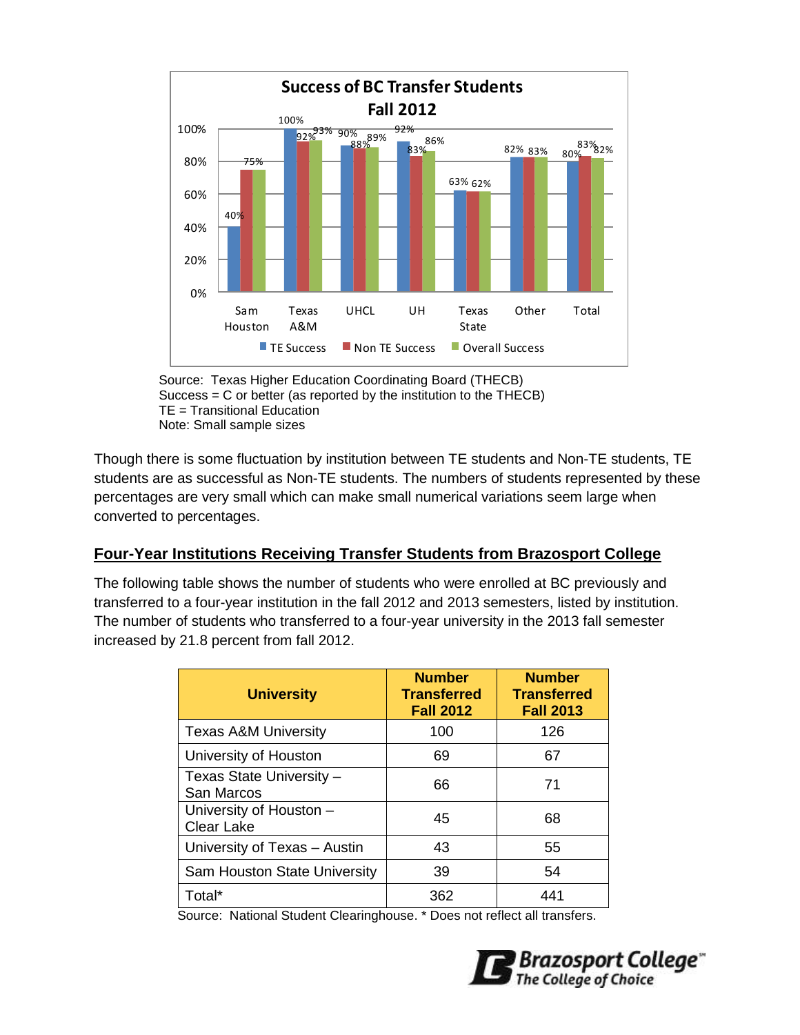**Success of BC Transfer Students**
**Fall 2012**

| Institution | TE Success | Non TE Success | Overall Success |
| --- | --- | --- | --- |
| Sam Houston | 40% | 75% | 75% |
| Texas A&M | 100% | 92% | 93% |
| UHCL | 90% | 88% | 89% |
| UH | 92% | 83% | 86% |
| Texas State | 63% | 62% | 62% |
| Other | 82% | 83% | 83% |
| Total | 80% | 83% | 82% |

Source: Texas Higher Education Coordinating Board (THECB)
Success = C or better (as reported by the institution to the THECB)
TE = Transitional Education
Note: Small sample sizes

Though there is some fluctuation by institution between TE students and Non-TE students, TE students are as successful as Non-TE students. The numbers of students represented by these percentages are very small which can make small numerical variations seem large when converted to percentages.

## Four-Year Institutions Receiving Transfer Students from Brazosport College

The following table shows the number of students who were enrolled at BC previously and transferred to a four-year institution in the fall 2012 and 2013 semesters, listed by institution. The number of students who transferred to a four-year university in the 2013 fall semester increased by 21.8 percent from fall 2012.

| University | Number Transferred Fall 2012 | Number Transferred Fall 2013 |
| --- | --- | --- |
| Texas A&M University | 100 | 126 |
| University of Houston | 69 | 67 |
| Texas State University – San Marcos | 66 | 71 |
| University of Houston – Clear Lake | 45 | 68 |
| University of Texas – Austin | 43 | 55 |
| Sam Houston State University | 39 | 54 |
| Total* | 362 | 441 |

Source: National Student Clearinghouse. * Does not reflect all transfers.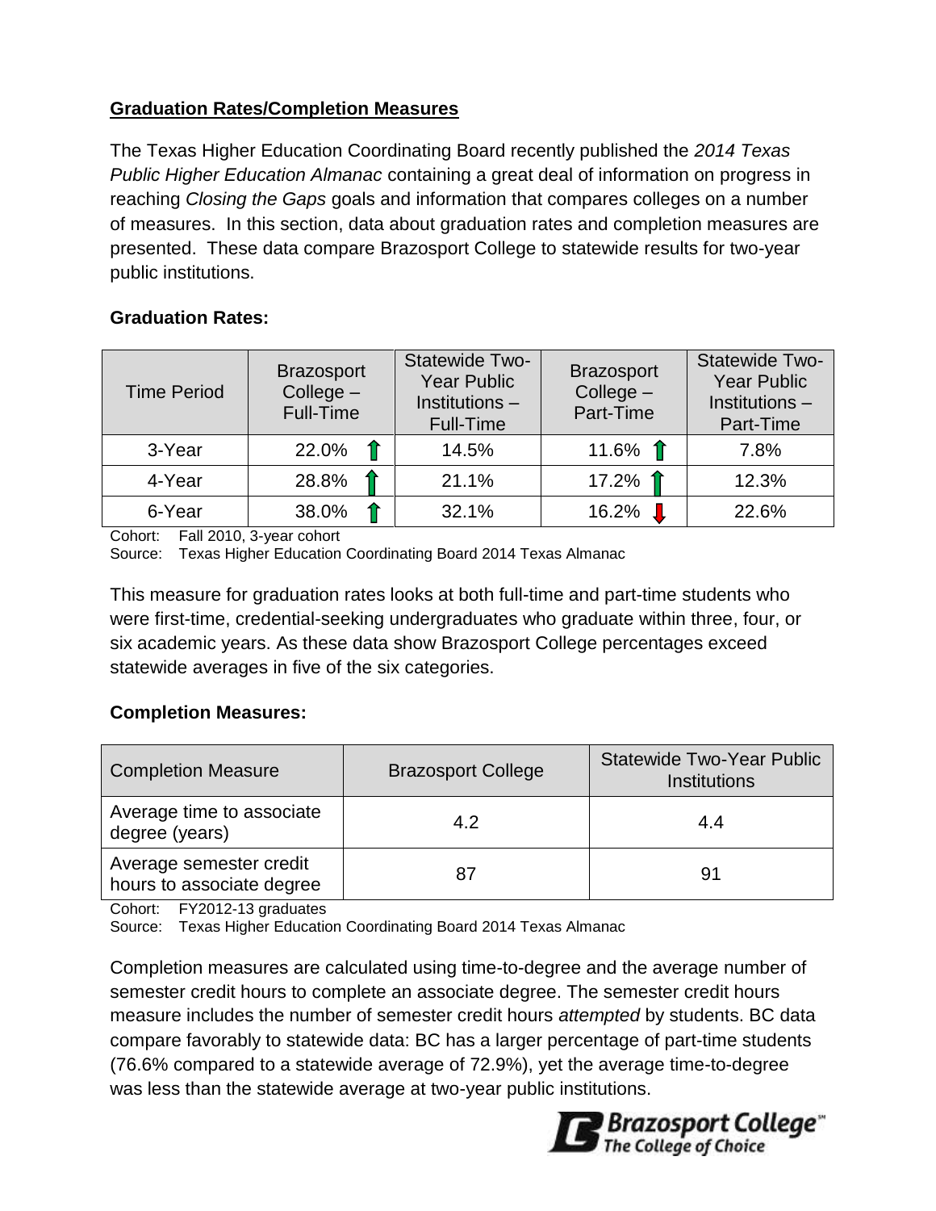## Graduation Rates/Completion Measures

The Texas Higher Education Coordinating Board recently published the *2014 Texas Public Higher Education Almanac* containing a great deal of information on progress in reaching *Closing the Gaps* goals and information that compares colleges on a number of measures. In this section, data about graduation rates and completion measures are presented. These data compare Brazosport College to statewide results for two-year public institutions.

### Graduation Rates:

| Time Period | Brazosport College – Full-Time | Statewide Two-Year Public Institutions – Full-Time | Brazosport College – Part-Time | Statewide Two-Year Public Institutions – Part-Time |
|---|---|---|---|---|
| 3-Year | 22.0% ↑ | 14.5% | 11.6% ↑ | 7.8% |
| 4-Year | 28.8% ↑ | 21.1% | 17.2% ↑ | 12.3% |
| 6-Year | 38.0% ↑ | 32.1% | 16.2% ↓ | 22.6% |

Cohort: Fall 2010, 3-year cohort
Source: Texas Higher Education Coordinating Board 2014 Texas Almanac

This measure for graduation rates looks at both full-time and part-time students who were first-time, credential-seeking undergraduates who graduate within three, four, or six academic years. As these data show Brazosport College percentages exceed statewide averages in five of the six categories.

### Completion Measures:

| Completion Measure | Brazosport College | Statewide Two-Year Public Institutions |
|---|---|---|
| Average time to associate degree (years) | 4.2 | 4.4 |
| Average semester credit hours to associate degree | 87 | 91 |

Cohort: FY2012-13 graduates
Source: Texas Higher Education Coordinating Board 2014 Texas Almanac

Completion measures are calculated using time-to-degree and the average number of semester credit hours to complete an associate degree. The semester credit hours measure includes the number of semester credit hours *attempted* by students. BC data compare favorably to statewide data: BC has a larger percentage of part-time students (76.6% compared to a statewide average of 72.9%), yet the average time-to-degree was less than the statewide average at two-year public institutions.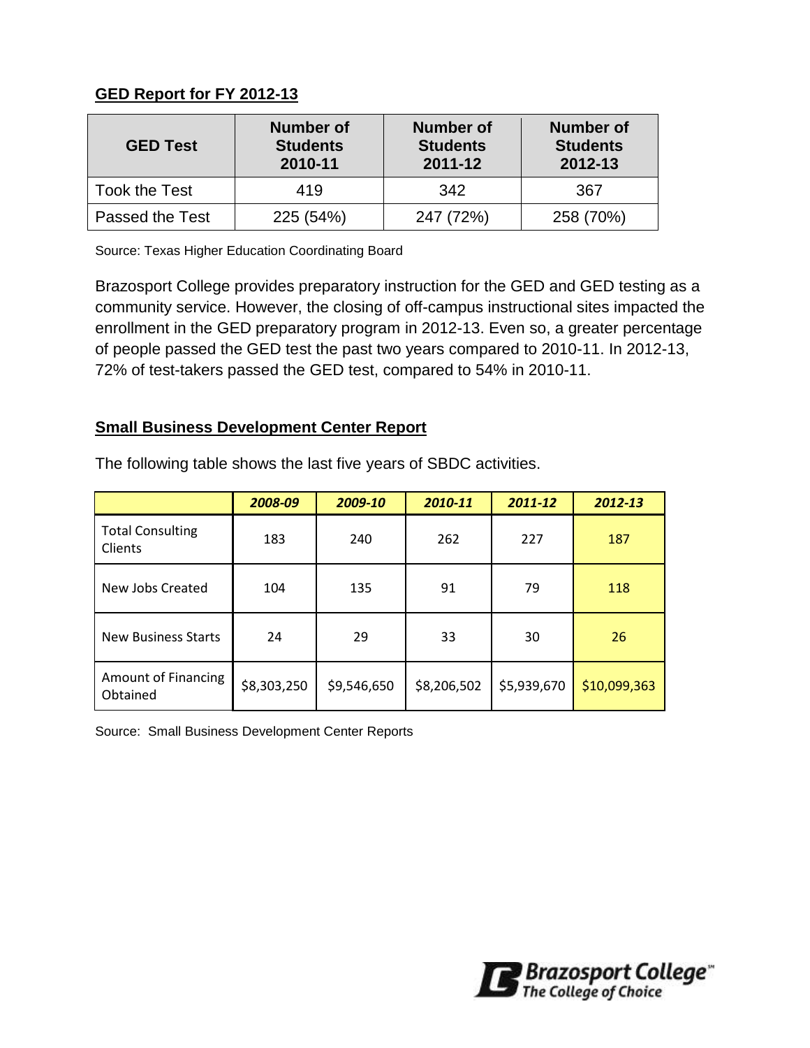## GED Report for FY 2012-13

| GED Test | Number of Students 2010-11 | Number of Students 2011-12 | Number of Students 2012-13 |
|---|---|---|---|
| Took the Test | 419 | 342 | 367 |
| Passed the Test | 225 (54%) | 247 (72%) | 258 (70%) |

Source: Texas Higher Education Coordinating Board

Brazosport College provides preparatory instruction for the GED and GED testing as a community service. However, the closing of off-campus instructional sites impacted the enrollment in the GED preparatory program in 2012-13. Even so, a greater percentage of people passed the GED test the past two years compared to 2010-11. In 2012-13, 72% of test-takers passed the GED test, compared to 54% in 2010-11.

## Small Business Development Center Report

The following table shows the last five years of SBDC activities.

| | *2008-09* | *2009-10* | *2010-11* | *2011-12* | *2012-13* |
|---|---|---|---|---|---|
| Total Consulting Clients | 183 | 240 | 262 | 227 | 187 |
| New Jobs Created | 104 | 135 | 91 | 79 | 118 |
| New Business Starts | 24 | 29 | 33 | 30 | 26 |
| Amount of Financing Obtained | $8,303,250 | $9,546,650 | $8,206,502 | $5,939,670 | $10,099,363 |

Source: Small Business Development Center Reports

Brazosport College
The College of Choice